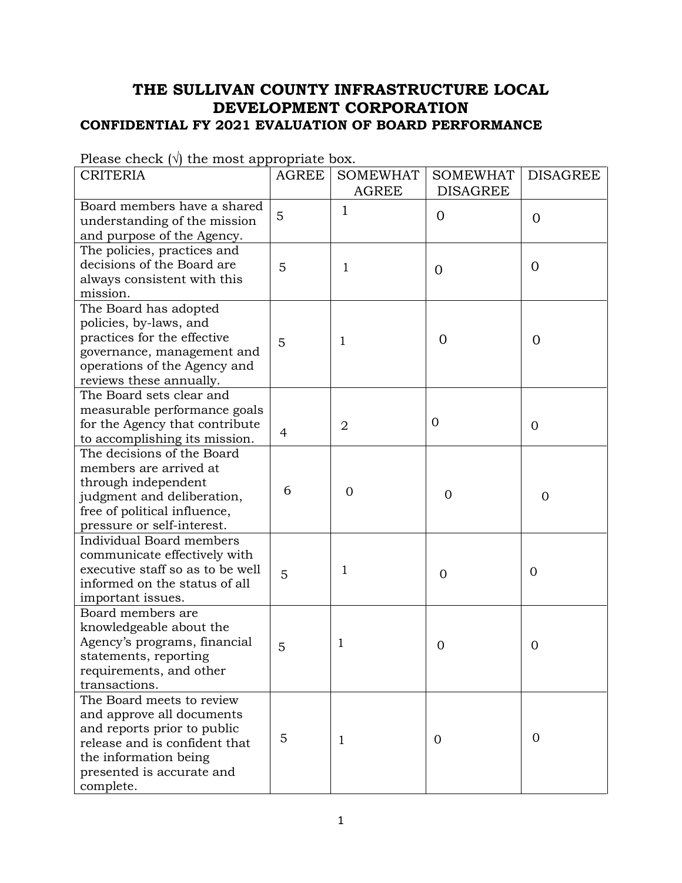# THE SULLIVAN COUNTY INFRASTRUCTURE LOCAL DEVELOPMENT CORPORATION

### CONFIDENTIAL FY 2021 EVALUATION OF BOARD PERFORMANCE

Please check (√) the most appropriate box.

| CRITERIA | AGREE | SOMEWHAT AGREE | SOMEWHAT DISAGREE | DISAGREE |
|---|---|---|---|---|
| Board members have a shared understanding of the mission and purpose of the Agency. | 5 | 1 | 0 | 0 |
| The policies, practices and decisions of the Board are always consistent with this mission. | 5 | 1 | 0 | 0 |
| The Board has adopted policies, by-laws, and practices for the effective governance, management and operations of the Agency and reviews these annually. | 5 | 1 | 0 | 0 |
| The Board sets clear and measurable performance goals for the Agency that contribute to accomplishing its mission. | 4 | 2 | 0 | 0 |
| The decisions of the Board members are arrived at through independent judgment and deliberation, free of political influence, pressure or self-interest. | 6 | 0 | 0 | 0 |
| Individual Board members communicate effectively with executive staff so as to be well informed on the status of all important issues. | 5 | 1 | 0 | 0 |
| Board members are knowledgeable about the Agency's programs, financial statements, reporting requirements, and other transactions. | 5 | 1 | 0 | 0 |
| The Board meets to review and approve all documents and reports prior to public release and is confident that the information being presented is accurate and complete. | 5 | 1 | 0 | 0 |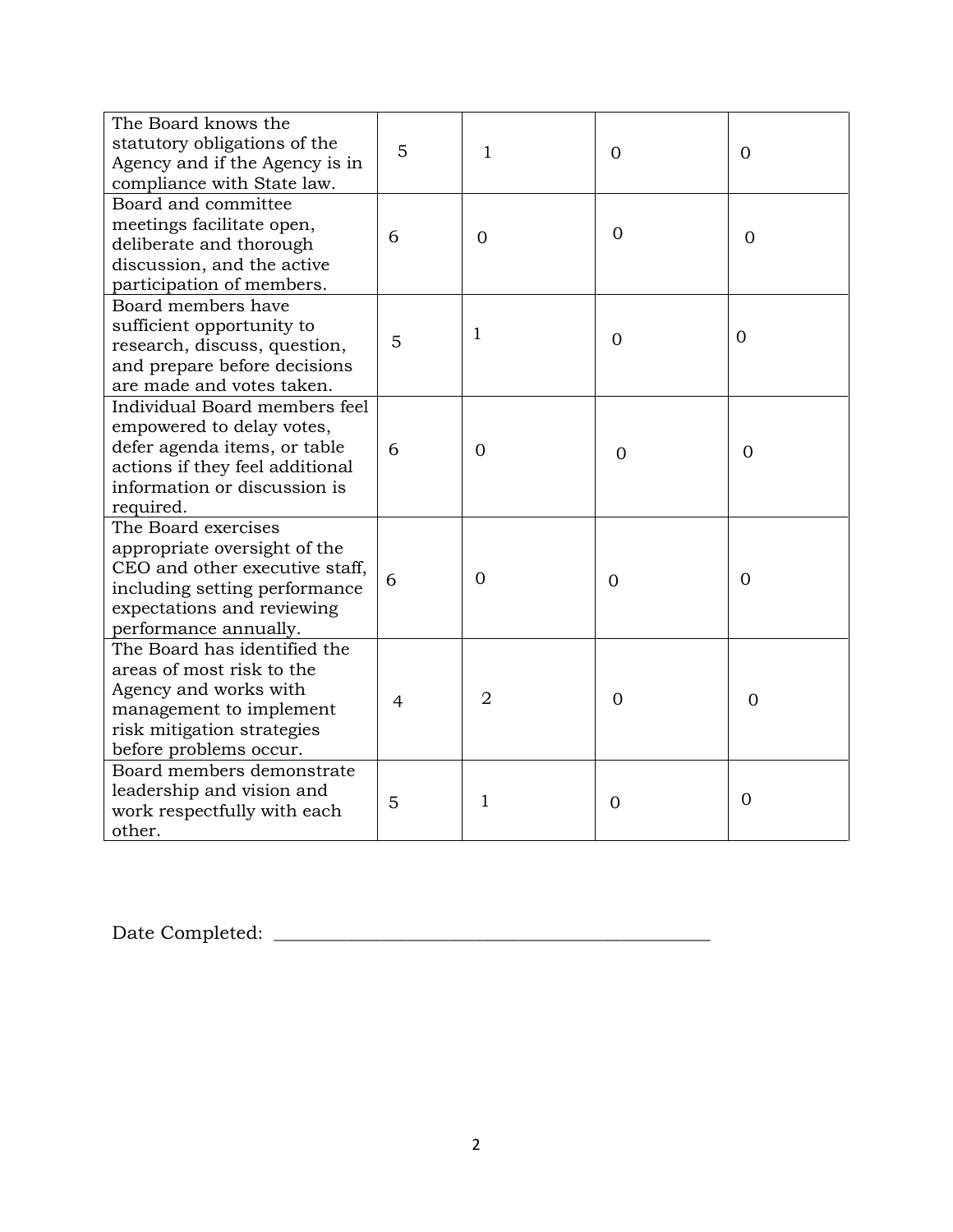| | | | | |
|---|---|---|---|---|
| The Board knows the statutory obligations of the Agency and if the Agency is in compliance with State law. | 5 | 1 | 0 | 0 |
| Board and committee meetings facilitate open, deliberate and thorough discussion, and the active participation of members. | 6 | 0 | 0 | 0 |
| Board members have sufficient opportunity to research, discuss, question, and prepare before decisions are made and votes taken. | 5 | 1 | 0 | 0 |
| Individual Board members feel empowered to delay votes, defer agenda items, or table actions if they feel additional information or discussion is required. | 6 | 0 | 0 | 0 |
| The Board exercises appropriate oversight of the CEO and other executive staff, including setting performance expectations and reviewing performance annually. | 6 | 0 | 0 | 0 |
| The Board has identified the areas of most risk to the Agency and works with management to implement risk mitigation strategies before problems occur. | 4 | 2 | 0 | 0 |
| Board members demonstrate leadership and vision and work respectfully with each other. | 5 | 1 | 0 | 0 |

Date Completed: _______________________________________________